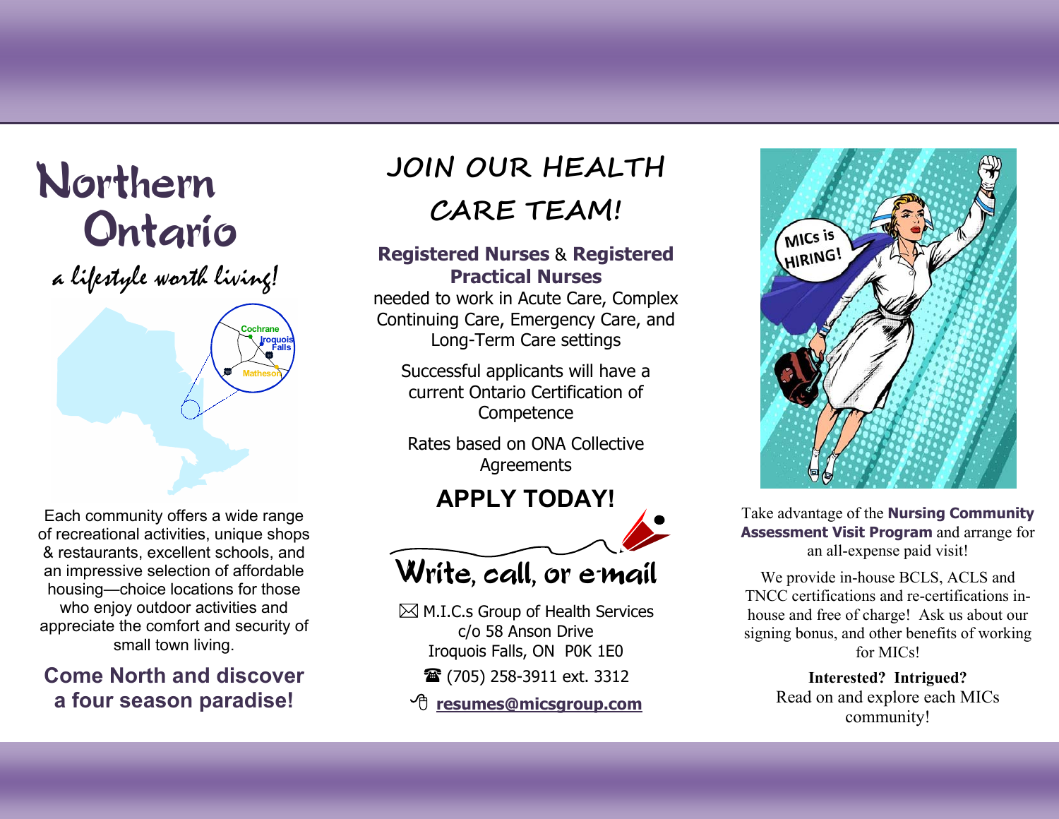# Northern Ontario

*a lifestyle worth living!*

Each community offers a wide range of recreational activities, unique shops & restaurants, excellent schools, and an impressive selection of affordable housing—choice locations for those who enjoy outdoor activities and appreciate the comfort and security of small town living.

**Come North and discover a four season paradise!**

# JOIN OUR HEALTH CARE TEAM!

**Registered Nurses** & **Registered Practical Nurses** needed to work in Acute Care, Complex Continuing Care, Emergency Care, and Long-Term Care settings

Successful applicants will have a current Ontario Certification of Competence

Rates based on ONA Collective Agreements

## APPLY TODAY!

## Write, call, or e-mail

✉ M.I.C.s Group of Health Services
c/o 58 Anson Drive
Iroquois Falls, ON P0K 1E0

☎ (705) 258-3911 ext. 3312

**resumes@micsgroup.com**

Take advantage of the **Nursing Community Assessment Visit Program** and arrange for an all-expense paid visit!

We provide in-house BCLS, ACLS and TNCC certifications and re-certifications in-house and free of charge! Ask us about our signing bonus, and other benefits of working for MICs!

**Interested? Intrigued?**
Read on and explore each MICs community!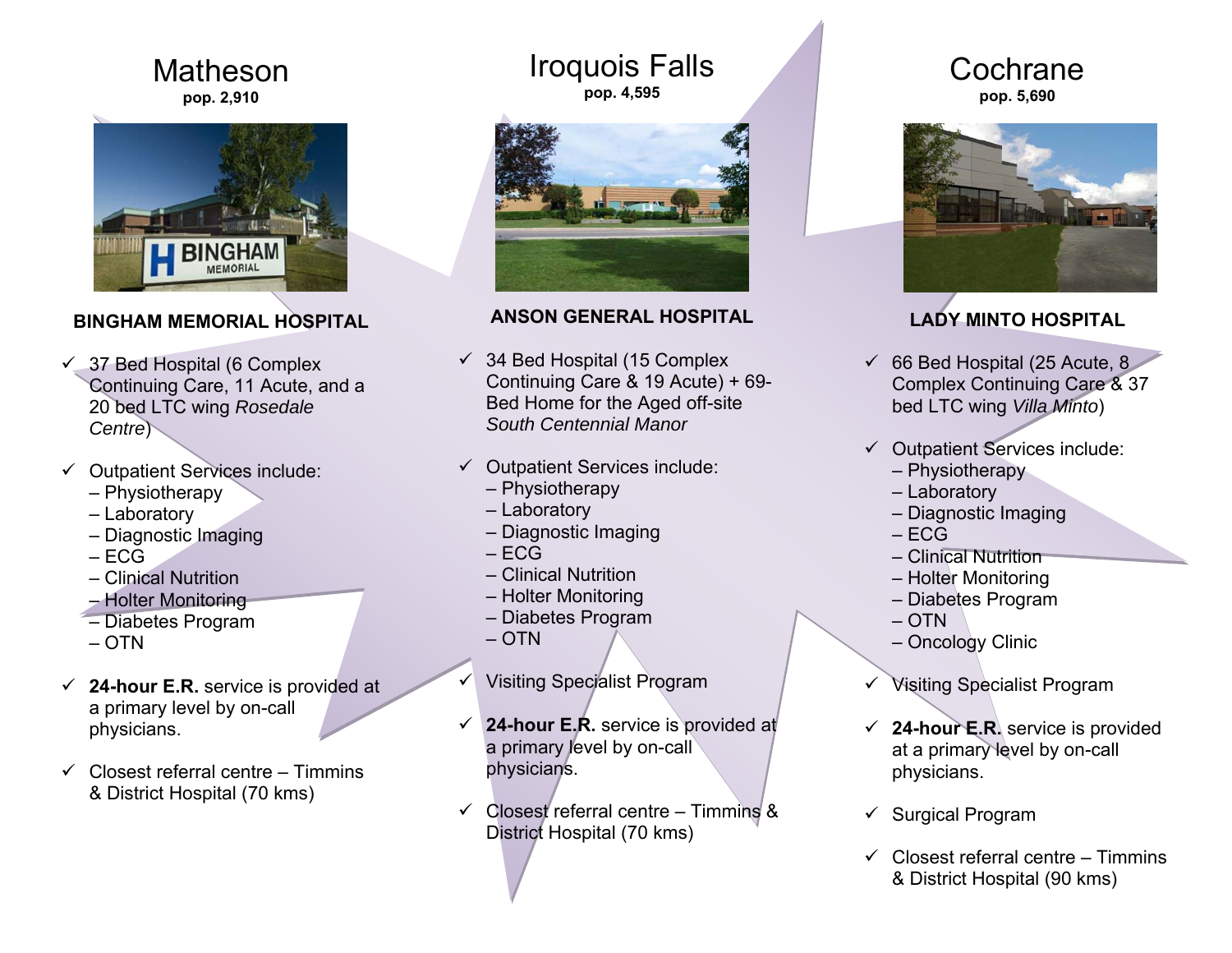## Matheson

**pop. 2,910**

### BINGHAM MEMORIAL HOSPITAL

- ✓ 37 Bed Hospital (6 Complex Continuing Care, 11 Acute, and a 20 bed LTC wing *Rosedale Centre*)
- ✓ Outpatient Services include:
  - – Physiotherapy
  - – Laboratory
  - – Diagnostic Imaging
  - – ECG
  - – Clinical Nutrition
  - – Holter Monitoring
  - – Diabetes Program
  - – OTN
- ✓ **24-hour E.R.** service is provided at a primary level by on-call physicians.
- ✓ Closest referral centre – Timmins & District Hospital (70 kms)

## Iroquois Falls

**pop. 4,595**

### ANSON GENERAL HOSPITAL

- ✓ 34 Bed Hospital (15 Complex Continuing Care & 19 Acute) + 69-Bed Home for the Aged off-site *South Centennial Manor*
- ✓ Outpatient Services include:
  - – Physiotherapy
  - – Laboratory
  - – Diagnostic Imaging
  - – ECG
  - – Clinical Nutrition
  - – Holter Monitoring
  - – Diabetes Program
  - – OTN
- ✓ Visiting Specialist Program
- ✓ **24-hour E.R.** service is provided at a primary level by on-call physicians.
- ✓ Closest referral centre – Timmins & District Hospital (70 kms)

## Cochrane

**pop. 5,690**

### LADY MINTO HOSPITAL

- ✓ 66 Bed Hospital (25 Acute, 8 Complex Continuing Care & 37 bed LTC wing *Villa Minto*)
- ✓ Outpatient Services include:
  - – Physiotherapy
  - – Laboratory
  - – Diagnostic Imaging
  - – ECG
  - – Clinical Nutrition
  - – Holter Monitoring
  - – Diabetes Program
  - – OTN
  - – Oncology Clinic
- ✓ Visiting Specialist Program
- ✓ **24-hour E.R.** service is provided at a primary level by on-call physicians.
- ✓ Surgical Program
- ✓ Closest referral centre – Timmins & District Hospital (90 kms)